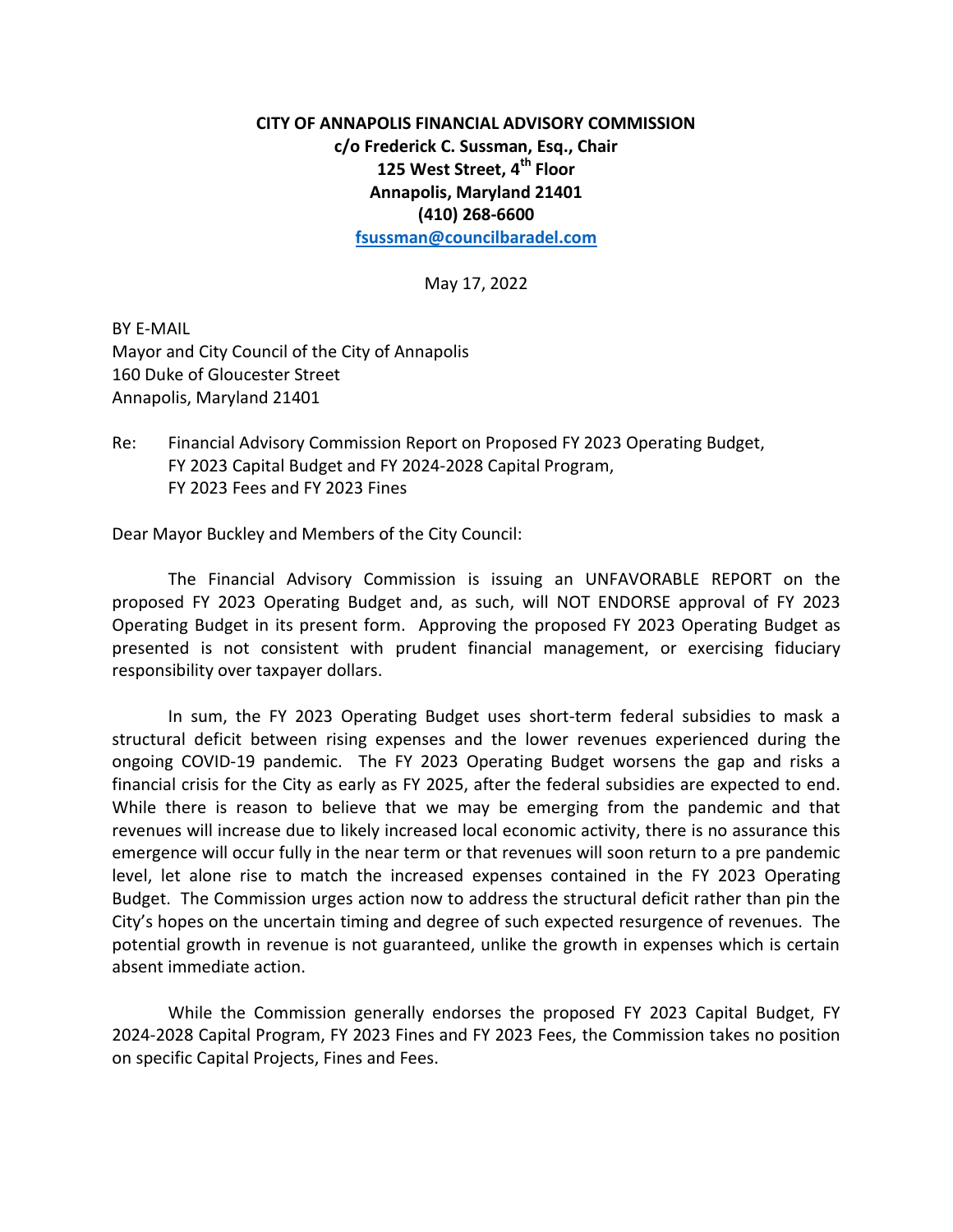**CITY OF ANNAPOLIS FINANCIAL ADVISORY COMMISSION**
**c/o Frederick C. Sussman, Esq., Chair**
**125 West Street, 4th Floor**
**Annapolis, Maryland 21401**
**(410) 268-6600**
**fsussman@councilbaradel.com**

May 17, 2022

BY E-MAIL
Mayor and City Council of the City of Annapolis
160 Duke of Gloucester Street
Annapolis, Maryland 21401

Re: Financial Advisory Commission Report on Proposed FY 2023 Operating Budget, FY 2023 Capital Budget and FY 2024-2028 Capital Program, FY 2023 Fees and FY 2023 Fines

Dear Mayor Buckley and Members of the City Council:

The Financial Advisory Commission is issuing an UNFAVORABLE REPORT on the proposed FY 2023 Operating Budget and, as such, will NOT ENDORSE approval of FY 2023 Operating Budget in its present form. Approving the proposed FY 2023 Operating Budget as presented is not consistent with prudent financial management, or exercising fiduciary responsibility over taxpayer dollars.

In sum, the FY 2023 Operating Budget uses short-term federal subsidies to mask a structural deficit between rising expenses and the lower revenues experienced during the ongoing COVID-19 pandemic. The FY 2023 Operating Budget worsens the gap and risks a financial crisis for the City as early as FY 2025, after the federal subsidies are expected to end. While there is reason to believe that we may be emerging from the pandemic and that revenues will increase due to likely increased local economic activity, there is no assurance this emergence will occur fully in the near term or that revenues will soon return to a pre pandemic level, let alone rise to match the increased expenses contained in the FY 2023 Operating Budget. The Commission urges action now to address the structural deficit rather than pin the City's hopes on the uncertain timing and degree of such expected resurgence of revenues. The potential growth in revenue is not guaranteed, unlike the growth in expenses which is certain absent immediate action.

While the Commission generally endorses the proposed FY 2023 Capital Budget, FY 2024-2028 Capital Program, FY 2023 Fines and FY 2023 Fees, the Commission takes no position on specific Capital Projects, Fines and Fees.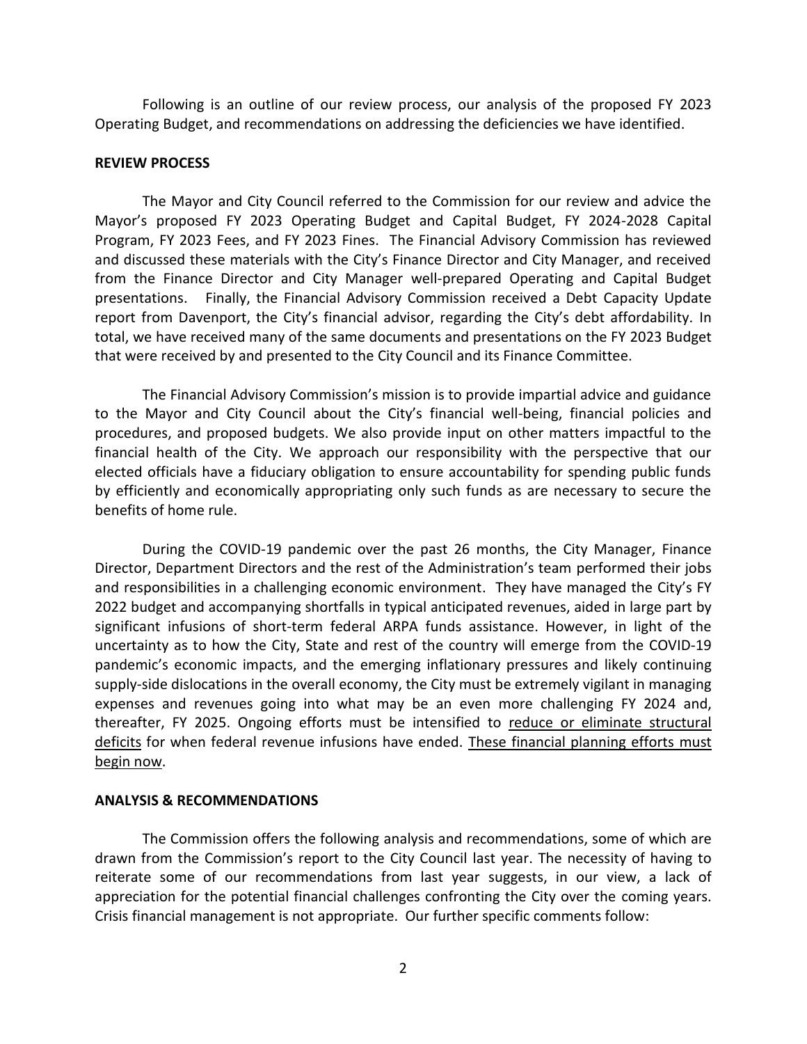Following is an outline of our review process, our analysis of the proposed FY 2023 Operating Budget, and recommendations on addressing the deficiencies we have identified.

## REVIEW PROCESS

The Mayor and City Council referred to the Commission for our review and advice the Mayor's proposed FY 2023 Operating Budget and Capital Budget, FY 2024-2028 Capital Program, FY 2023 Fees, and FY 2023 Fines. The Financial Advisory Commission has reviewed and discussed these materials with the City's Finance Director and City Manager, and received from the Finance Director and City Manager well-prepared Operating and Capital Budget presentations. Finally, the Financial Advisory Commission received a Debt Capacity Update report from Davenport, the City's financial advisor, regarding the City's debt affordability. In total, we have received many of the same documents and presentations on the FY 2023 Budget that were received by and presented to the City Council and its Finance Committee.

The Financial Advisory Commission's mission is to provide impartial advice and guidance to the Mayor and City Council about the City's financial well-being, financial policies and procedures, and proposed budgets. We also provide input on other matters impactful to the financial health of the City. We approach our responsibility with the perspective that our elected officials have a fiduciary obligation to ensure accountability for spending public funds by efficiently and economically appropriating only such funds as are necessary to secure the benefits of home rule.

During the COVID-19 pandemic over the past 26 months, the City Manager, Finance Director, Department Directors and the rest of the Administration's team performed their jobs and responsibilities in a challenging economic environment. They have managed the City's FY 2022 budget and accompanying shortfalls in typical anticipated revenues, aided in large part by significant infusions of short-term federal ARPA funds assistance. However, in light of the uncertainty as to how the City, State and rest of the country will emerge from the COVID-19 pandemic's economic impacts, and the emerging inflationary pressures and likely continuing supply-side dislocations in the overall economy, the City must be extremely vigilant in managing expenses and revenues going into what may be an even more challenging FY 2024 and, thereafter, FY 2025. Ongoing efforts must be intensified to <u>reduce or eliminate structural deficits</u> for when federal revenue infusions have ended. <u>These financial planning efforts must begin now</u>.

## ANALYSIS & RECOMMENDATIONS

The Commission offers the following analysis and recommendations, some of which are drawn from the Commission's report to the City Council last year. The necessity of having to reiterate some of our recommendations from last year suggests, in our view, a lack of appreciation for the potential financial challenges confronting the City over the coming years. Crisis financial management is not appropriate. Our further specific comments follow: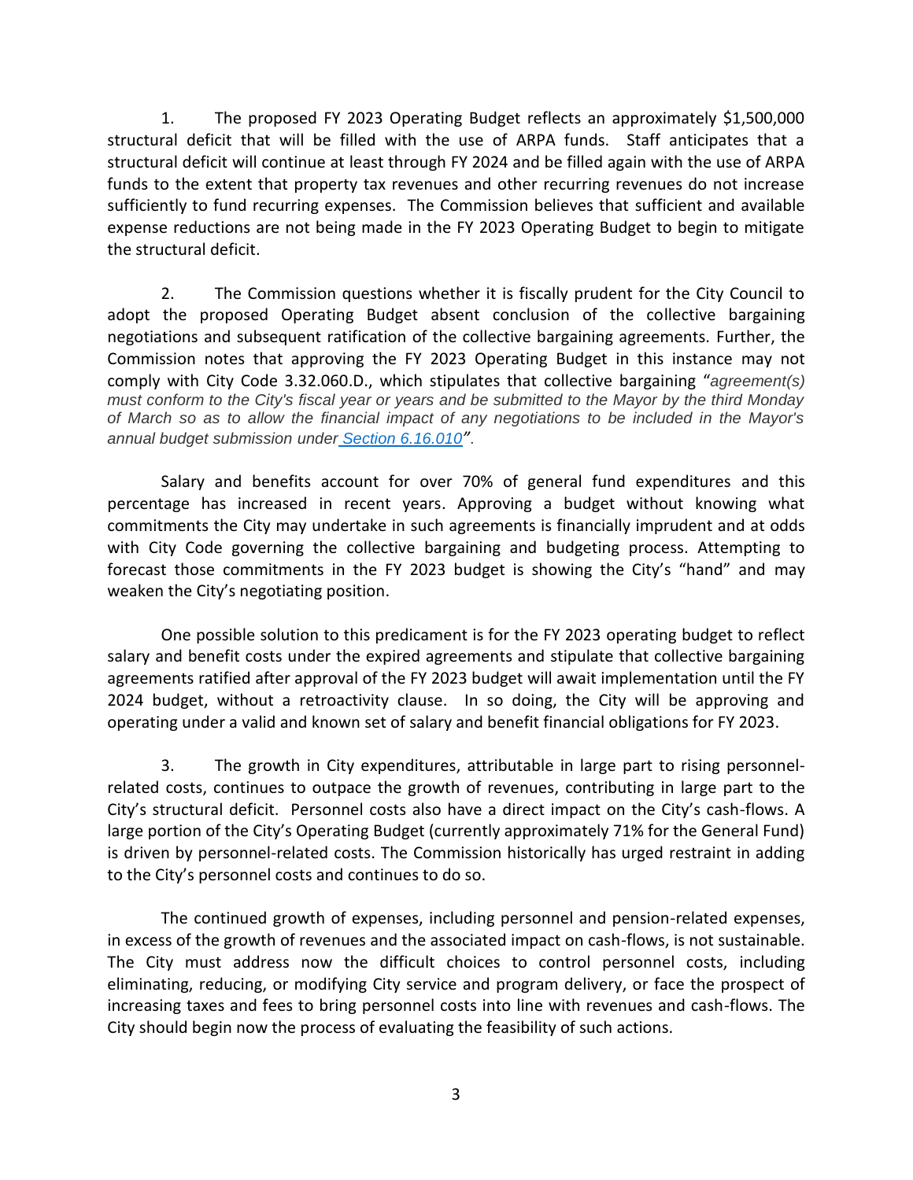1. The proposed FY 2023 Operating Budget reflects an approximately $1,500,000 structural deficit that will be filled with the use of ARPA funds. Staff anticipates that a structural deficit will continue at least through FY 2024 and be filled again with the use of ARPA funds to the extent that property tax revenues and other recurring revenues do not increase sufficiently to fund recurring expenses. The Commission believes that sufficient and available expense reductions are not being made in the FY 2023 Operating Budget to begin to mitigate the structural deficit.

2. The Commission questions whether it is fiscally prudent for the City Council to adopt the proposed Operating Budget absent conclusion of the collective bargaining negotiations and subsequent ratification of the collective bargaining agreements. Further, the Commission notes that approving the FY 2023 Operating Budget in this instance may not comply with City Code 3.32.060.D., which stipulates that collective bargaining "*agreement(s) must conform to the City's fiscal year or years and be submitted to the Mayor by the third Monday of March so as to allow the financial impact of any negotiations to be included in the Mayor's annual budget submission under Section 6.16.010*".

Salary and benefits account for over 70% of general fund expenditures and this percentage has increased in recent years. Approving a budget without knowing what commitments the City may undertake in such agreements is financially imprudent and at odds with City Code governing the collective bargaining and budgeting process. Attempting to forecast those commitments in the FY 2023 budget is showing the City's "hand" and may weaken the City's negotiating position.

One possible solution to this predicament is for the FY 2023 operating budget to reflect salary and benefit costs under the expired agreements and stipulate that collective bargaining agreements ratified after approval of the FY 2023 budget will await implementation until the FY 2024 budget, without a retroactivity clause. In so doing, the City will be approving and operating under a valid and known set of salary and benefit financial obligations for FY 2023.

3. The growth in City expenditures, attributable in large part to rising personnel-related costs, continues to outpace the growth of revenues, contributing in large part to the City's structural deficit. Personnel costs also have a direct impact on the City's cash-flows. A large portion of the City's Operating Budget (currently approximately 71% for the General Fund) is driven by personnel-related costs. The Commission historically has urged restraint in adding to the City's personnel costs and continues to do so.

The continued growth of expenses, including personnel and pension-related expenses, in excess of the growth of revenues and the associated impact on cash-flows, is not sustainable. The City must address now the difficult choices to control personnel costs, including eliminating, reducing, or modifying City service and program delivery, or face the prospect of increasing taxes and fees to bring personnel costs into line with revenues and cash-flows. The City should begin now the process of evaluating the feasibility of such actions.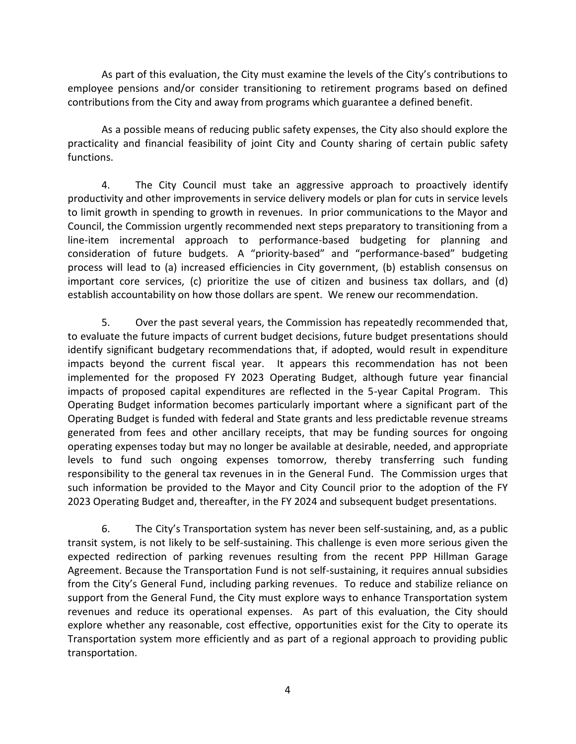As part of this evaluation, the City must examine the levels of the City's contributions to employee pensions and/or consider transitioning to retirement programs based on defined contributions from the City and away from programs which guarantee a defined benefit.

As a possible means of reducing public safety expenses, the City also should explore the practicality and financial feasibility of joint City and County sharing of certain public safety functions.

4. The City Council must take an aggressive approach to proactively identify productivity and other improvements in service delivery models or plan for cuts in service levels to limit growth in spending to growth in revenues. In prior communications to the Mayor and Council, the Commission urgently recommended next steps preparatory to transitioning from a line-item incremental approach to performance-based budgeting for planning and consideration of future budgets. A "priority-based" and "performance-based" budgeting process will lead to (a) increased efficiencies in City government, (b) establish consensus on important core services, (c) prioritize the use of citizen and business tax dollars, and (d) establish accountability on how those dollars are spent. We renew our recommendation.

5. Over the past several years, the Commission has repeatedly recommended that, to evaluate the future impacts of current budget decisions, future budget presentations should identify significant budgetary recommendations that, if adopted, would result in expenditure impacts beyond the current fiscal year. It appears this recommendation has not been implemented for the proposed FY 2023 Operating Budget, although future year financial impacts of proposed capital expenditures are reflected in the 5-year Capital Program. This Operating Budget information becomes particularly important where a significant part of the Operating Budget is funded with federal and State grants and less predictable revenue streams generated from fees and other ancillary receipts, that may be funding sources for ongoing operating expenses today but may no longer be available at desirable, needed, and appropriate levels to fund such ongoing expenses tomorrow, thereby transferring such funding responsibility to the general tax revenues in in the General Fund. The Commission urges that such information be provided to the Mayor and City Council prior to the adoption of the FY 2023 Operating Budget and, thereafter, in the FY 2024 and subsequent budget presentations.

6. The City's Transportation system has never been self-sustaining, and, as a public transit system, is not likely to be self-sustaining. This challenge is even more serious given the expected redirection of parking revenues resulting from the recent PPP Hillman Garage Agreement. Because the Transportation Fund is not self-sustaining, it requires annual subsidies from the City's General Fund, including parking revenues. To reduce and stabilize reliance on support from the General Fund, the City must explore ways to enhance Transportation system revenues and reduce its operational expenses. As part of this evaluation, the City should explore whether any reasonable, cost effective, opportunities exist for the City to operate its Transportation system more efficiently and as part of a regional approach to providing public transportation.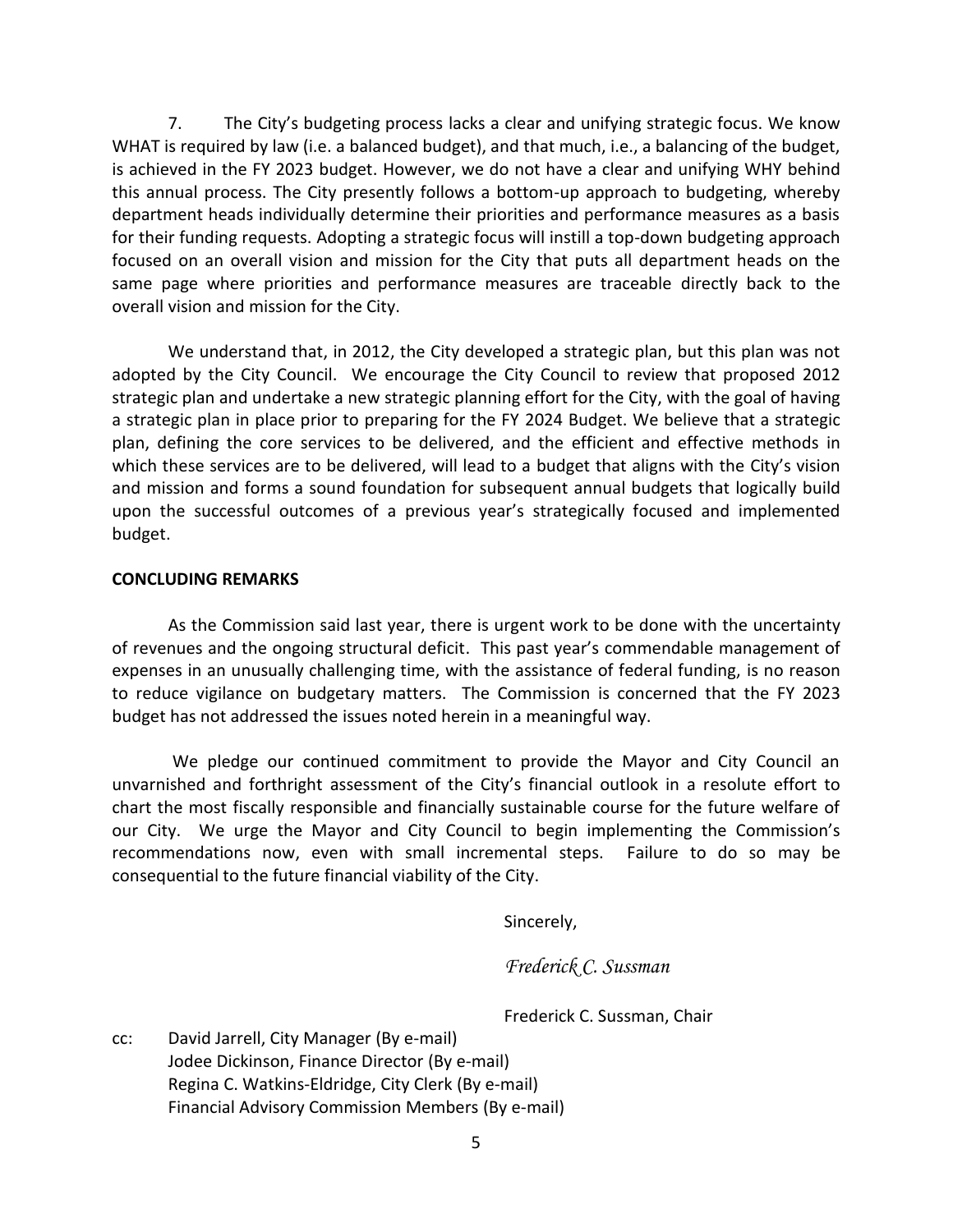7. The City's budgeting process lacks a clear and unifying strategic focus. We know WHAT is required by law (i.e. a balanced budget), and that much, i.e., a balancing of the budget, is achieved in the FY 2023 budget. However, we do not have a clear and unifying WHY behind this annual process. The City presently follows a bottom-up approach to budgeting, whereby department heads individually determine their priorities and performance measures as a basis for their funding requests. Adopting a strategic focus will instill a top-down budgeting approach focused on an overall vision and mission for the City that puts all department heads on the same page where priorities and performance measures are traceable directly back to the overall vision and mission for the City.

We understand that, in 2012, the City developed a strategic plan, but this plan was not adopted by the City Council. We encourage the City Council to review that proposed 2012 strategic plan and undertake a new strategic planning effort for the City, with the goal of having a strategic plan in place prior to preparing for the FY 2024 Budget. We believe that a strategic plan, defining the core services to be delivered, and the efficient and effective methods in which these services are to be delivered, will lead to a budget that aligns with the City's vision and mission and forms a sound foundation for subsequent annual budgets that logically build upon the successful outcomes of a previous year's strategically focused and implemented budget.

**CONCLUDING REMARKS**

As the Commission said last year, there is urgent work to be done with the uncertainty of revenues and the ongoing structural deficit. This past year's commendable management of expenses in an unusually challenging time, with the assistance of federal funding, is no reason to reduce vigilance on budgetary matters. The Commission is concerned that the FY 2023 budget has not addressed the issues noted herein in a meaningful way.

We pledge our continued commitment to provide the Mayor and City Council an unvarnished and forthright assessment of the City's financial outlook in a resolute effort to chart the most fiscally responsible and financially sustainable course for the future welfare of our City. We urge the Mayor and City Council to begin implementing the Commission's recommendations now, even with small incremental steps. Failure to do so may be consequential to the future financial viability of the City.

Sincerely,

*Frederick C. Sussman*

Frederick C. Sussman, Chair

cc: David Jarrell, City Manager (By e-mail)
Jodee Dickinson, Finance Director (By e-mail)
Regina C. Watkins-Eldridge, City Clerk (By e-mail)
Financial Advisory Commission Members (By e-mail)